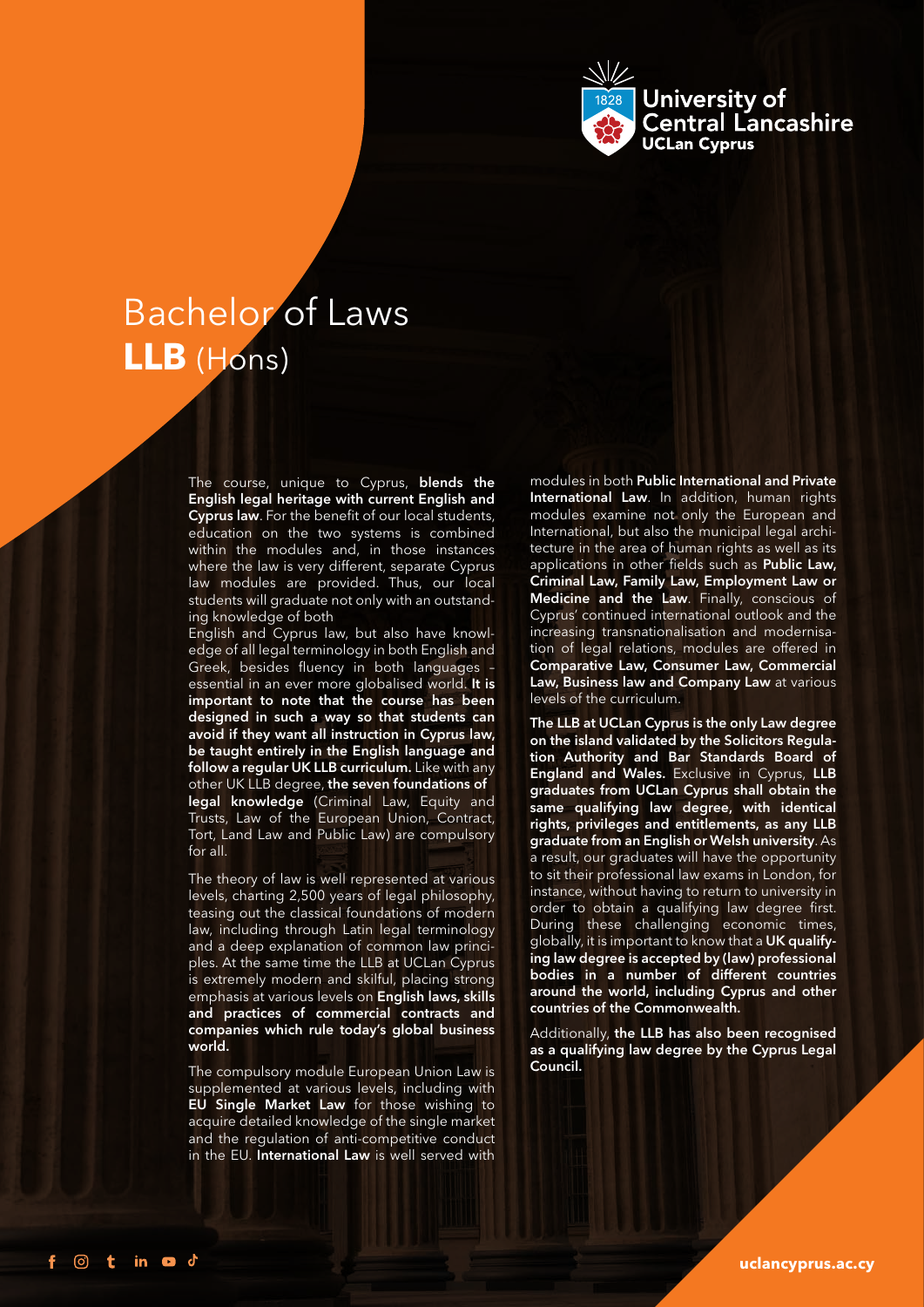University of Central Lancashire
UCLan Cyprus

# Bachelor of Laws
# **LLB** (Hons)

The course, unique to Cyprus, **blends the English legal heritage with current English and Cyprus law**. For the benefit of our local students, education on the two systems is combined within the modules and, in those instances where the law is very different, separate Cyprus law modules are provided. Thus, our local students will graduate not only with an outstanding knowledge of both English and Cyprus law, but also have knowledge of all legal terminology in both English and Greek, besides fluency in both languages – essential in an ever more globalised world. **It is important to note that the course has been designed in such a way so that students can avoid if they want all instruction in Cyprus law, be taught entirely in the English language and follow a regular UK LLB curriculum.** Like with any other UK LLB degree, **the seven foundations of legal knowledge** (Criminal Law, Equity and Trusts, Law of the European Union, Contract, Tort, Land Law and Public Law) are compulsory for all.

The theory of law is well represented at various levels, charting 2,500 years of legal philosophy, teasing out the classical foundations of modern law, including through Latin legal terminology and a deep explanation of common law principles. At the same time the LLB at UCLan Cyprus is extremely modern and skilful, placing strong emphasis at various levels on **English laws, skills and practices of commercial contracts and companies which rule today's global business world.**

The compulsory module European Union Law is supplemented at various levels, including with **EU Single Market Law** for those wishing to acquire detailed knowledge of the single market and the regulation of anti-competitive conduct in the EU. **International Law** is well served with modules in both **Public International and Private International Law**. In addition, human rights modules examine not only the European and International, but also the municipal legal architecture in the area of human rights as well as its applications in other fields such as **Public Law, Criminal Law, Family Law, Employment Law or Medicine and the Law**. Finally, conscious of Cyprus' continued international outlook and the increasing transnationalisation and modernisation of legal relations, modules are offered in **Comparative Law, Consumer Law, Commercial Law, Business law and Company Law** at various levels of the curriculum.

**The LLB at UCLan Cyprus is the only Law degree on the island validated by the Solicitors Regulation Authority and Bar Standards Board of England and Wales.** Exclusive in Cyprus, **LLB graduates from UCLan Cyprus shall obtain the same qualifying law degree, with identical rights, privileges and entitlements, as any LLB graduate from an English or Welsh university**. As a result, our graduates will have the opportunity to sit their professional law exams in London, for instance, without having to return to university in order to obtain a qualifying law degree first. During these challenging economic times, globally, it is important to know that a **UK qualifying law degree is accepted by (law) professional bodies in a number of different countries around the world, including Cyprus and other countries of the Commonwealth.**

Additionally, **the LLB has also been recognised as a qualifying law degree by the Cyprus Legal Council.**

uclancyprus.ac.cy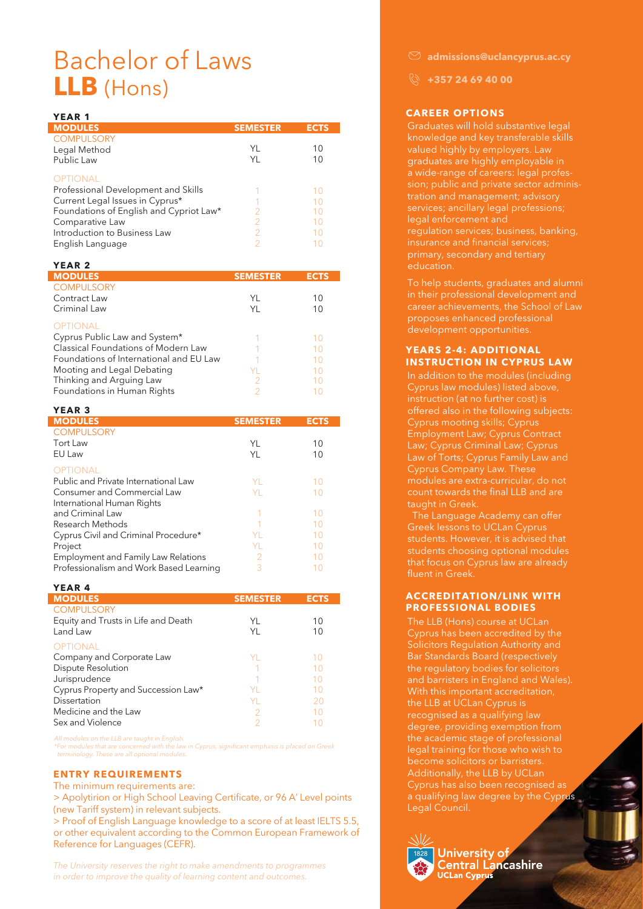# Bachelor of Laws
# **LLB** (Hons)

### YEAR 1

| MODULES | SEMESTER | ECTS |
|---|---|---|
| COMPULSORY | | |
| Legal Method | YL | 10 |
| Public Law | YL | 10 |
| OPTIONAL | | |
| Professional Development and Skills | 1 | 10 |
| Current Legal Issues in Cyprus* | 1 | 10 |
| Foundations of English and Cypriot Law* | 2 | 10 |
| Comparative Law | 2 | 10 |
| Introduction to Business Law | 2 | 10 |
| English Language | 2 | 10 |

### YEAR 2

| MODULES | SEMESTER | ECTS |
|---|---|---|
| COMPULSORY | | |
| Contract Law | YL | 10 |
| Criminal Law | YL | 10 |
| OPTIONAL | | |
| Cyprus Public Law and System* | 1 | 10 |
| Classical Foundations of Modern Law | 1 | 10 |
| Foundations of International and EU Law | 1 | 10 |
| Mooting and Legal Debating | YL | 10 |
| Thinking and Arguing Law | 2 | 10 |
| Foundations in Human Rights | 2 | 10 |

### YEAR 3

| MODULES | SEMESTER | ECTS |
|---|---|---|
| COMPULSORY | | |
| Tort Law | YL | 10 |
| EU Law | YL | 10 |
| OPTIONAL | | |
| Public and Private International Law | YL | 10 |
| Consumer and Commercial Law | YL | 10 |
| International Human Rights and Criminal Law | 1 | 10 |
| Research Methods | 1 | 10 |
| Cyprus Civil and Criminal Procedure* | YL | 10 |
| Project | YL | 10 |
| Employment and Family Law Relations | 2 | 10 |
| Professionalism and Work Based Learning | 3 | 10 |

### YEAR 4

| MODULES | SEMESTER | ECTS |
|---|---|---|
| COMPULSORY | | |
| Equity and Trusts in Life and Death | YL | 10 |
| Land Law | YL | 10 |
| OPTIONAL | | |
| Company and Corporate Law | YL | 10 |
| Dispute Resolution | 1 | 10 |
| Jurisprudence | 1 | 10 |
| Cyprus Property and Succession Law* | YL | 10 |
| Dissertation | YL | 20 |
| Medicine and the Law | 2 | 10 |
| Sex and Violence | 2 | 10 |

*All modules on the LLB are taught in English.*
**For modules that are concerned with the law in Cyprus, significant emphasis is placed on Greek terminology. These are all optional modules.*

## ENTRY REQUIREMENTS

The minimum requirements are:

> Apolytirion or High School Leaving Certificate, or 96 A' Level points (new Tariff system) in relevant subjects.

> Proof of English Language knowledge to a score of at least IELTS 5.5, or other equivalent according to the Common European Framework of Reference for Languages (CEFR).

*The University reserves the right to make amendments to programmes in order to improve the quality of learning content and outcomes.*

**admissions@uclancyprus.ac.cy**

**+357 24 69 40 00**

## CAREER OPTIONS

Graduates will hold substantive legal knowledge and key transferable skills valued highly by employers. Law graduates are highly employable in a wide-range of careers: legal profession; public and private sector administration and management; advisory services; ancillary legal professions; legal enforcement and regulation services; business, banking, insurance and financial services; primary, secondary and tertiary education.

To help students, graduates and alumni in their professional development and career achievements, the School of Law proposes enhanced professional development opportunities.

## YEARS 2-4: ADDITIONAL INSTRUCTION IN CYPRUS LAW

In addition to the modules (including Cyprus law modules) listed above, instruction (at no further cost) is offered also in the following subjects: Cyprus mooting skills; Cyprus Employment Law; Cyprus Contract Law; Cyprus Criminal Law; Cyprus Law of Torts; Cyprus Family Law and Cyprus Company Law. These modules are extra-curricular, do not count towards the final LLB and are taught in Greek.

The Language Academy can offer Greek lessons to UCLan Cyprus students. However, it is advised that students choosing optional modules that focus on Cyprus law are already fluent in Greek.

## ACCREDITATION/LINK WITH PROFESSIONAL BODIES

The LLB (Hons) course at UCLan Cyprus has been accredited by the Solicitors Regulation Authority and Bar Standards Board (respectively the regulatory bodies for solicitors and barristers in England and Wales). With this important accreditation, the LLB at UCLan Cyprus is recognised as a qualifying law degree, providing exemption from the academic stage of professional legal training for those who wish to become solicitors or barristers. Additionally, the LLB by UCLan Cyprus has also been recognised as a qualifying law degree by the Cyprus Legal Council.

1828 University of Central Lancashire
UCLan Cyprus